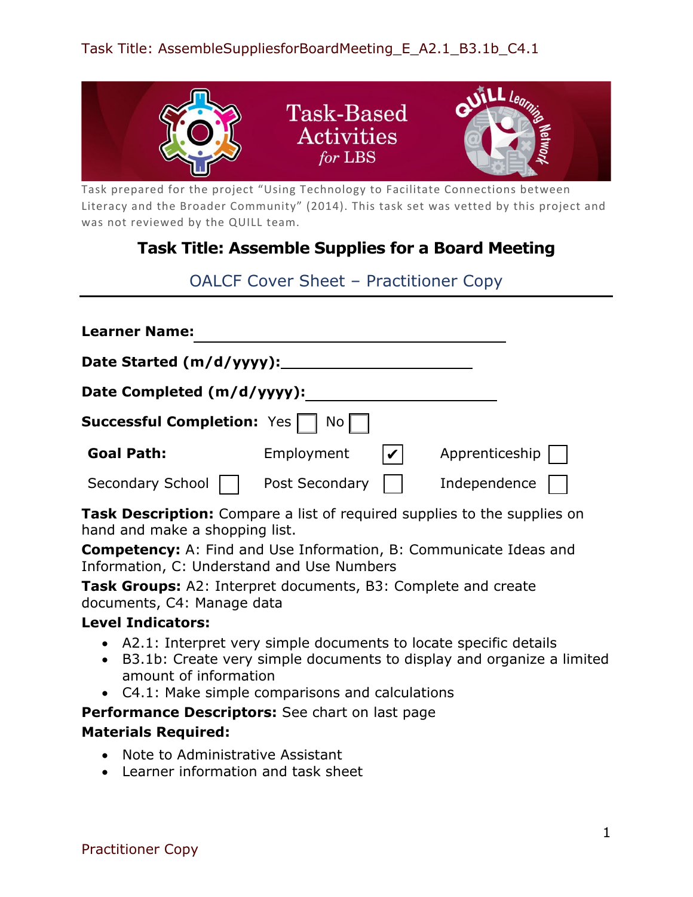Task Title: AssembleSuppliesforBoardMeeting_E_A2.1_B3.1b_C4.1

Task-Based Activities *for* LBS

Task prepared for the project "Using Technology to Facilitate Connections between Literacy and the Broader Community" (2014). This task set was vetted by this project and was not reviewed by the QUILL team.

# Task Title: Assemble Supplies for a Board Meeting

## OALCF Cover Sheet – Practitioner Copy

**Learner Name:** ____________________

**Date Started (m/d/yyyy):** ____________________

**Date Completed (m/d/yyyy):** ____________________

**Successful Completion:** Yes ☐ No ☐

| **Goal Path:** | Employment ☑ | Apprenticeship ☐ |
|---|---|---|
| Secondary School ☐ | Post Secondary ☐ | Independence ☐ |

**Task Description:** Compare a list of required supplies to the supplies on hand and make a shopping list.

**Competency:** A: Find and Use Information, B: Communicate Ideas and Information, C: Understand and Use Numbers

**Task Groups:** A2: Interpret documents, B3: Complete and create documents, C4: Manage data

**Level Indicators:**

- A2.1: Interpret very simple documents to locate specific details
- B3.1b: Create very simple documents to display and organize a limited amount of information
- C4.1: Make simple comparisons and calculations

**Performance Descriptors:** See chart on last page

**Materials Required:**

- Note to Administrative Assistant
- Learner information and task sheet

Practitioner Copy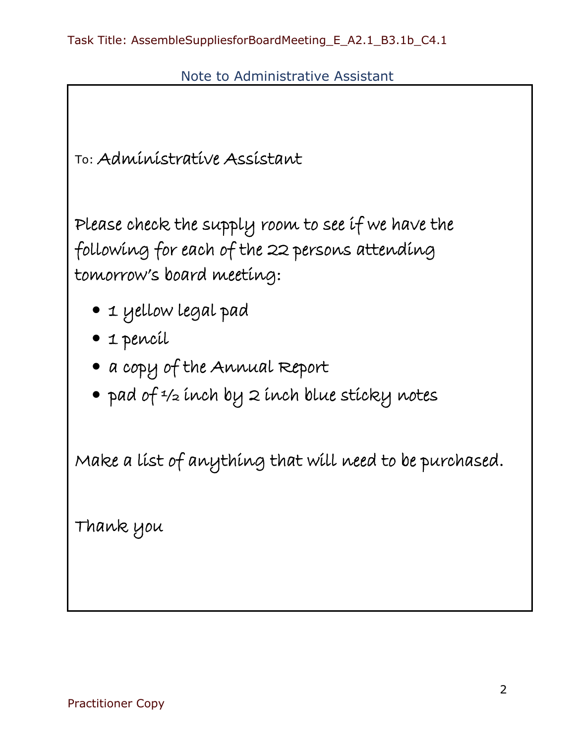Task Title: AssembleSuppliesforBoardMeeting_E_A2.1_B3.1b_C4.1

## Note to Administrative Assistant

To: Administrative Assistant

Please check the supply room to see if we have the following for each of the 22 persons attending tomorrow's board meeting:

- 1 yellow legal pad
- 1 pencil
- a copy of the Annual Report
- pad of ½ inch by 2 inch blue sticky notes

Make a list of anything that will need to be purchased.

Thank you

Practitioner Copy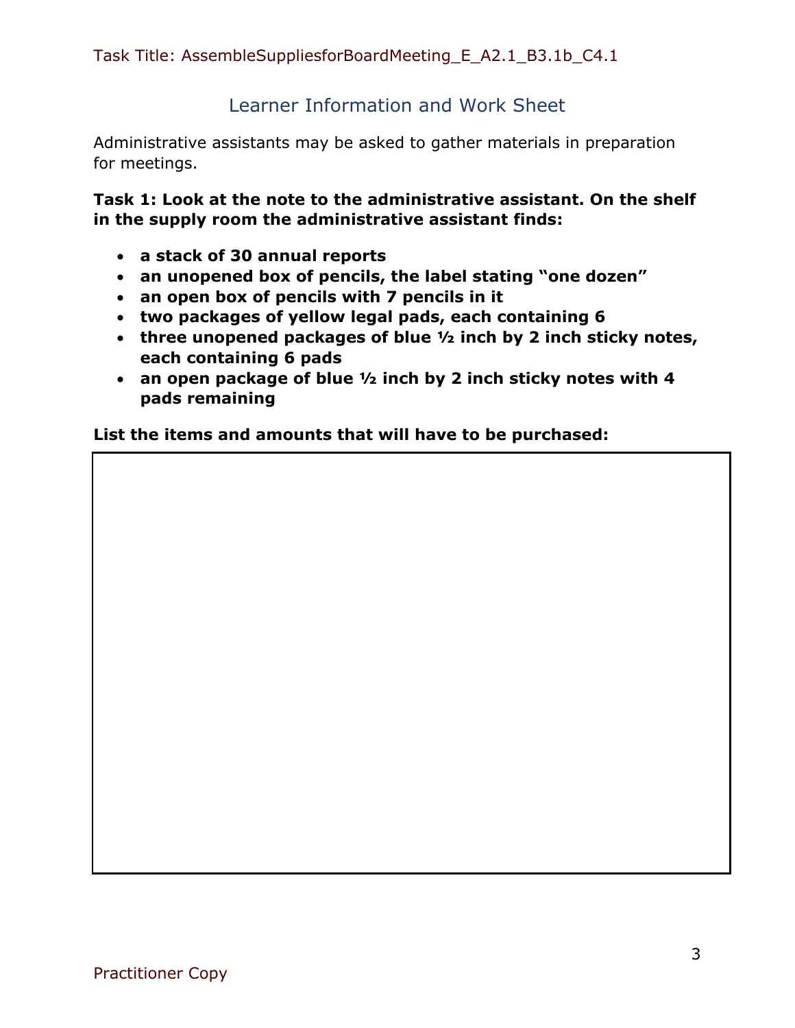Task Title: AssembleSuppliesforBoardMeeting_E_A2.1_B3.1b_C4.1

## Learner Information and Work Sheet

Administrative assistants may be asked to gather materials in preparation for meetings.

**Task 1: Look at the note to the administrative assistant. On the shelf in the supply room the administrative assistant finds:**

- **a stack of 30 annual reports**
- **an unopened box of pencils, the label stating "one dozen"**
- **an open box of pencils with 7 pencils in it**
- **two packages of yellow legal pads, each containing 6**
- **three unopened packages of blue ½ inch by 2 inch sticky notes, each containing 6 pads**
- **an open package of blue ½ inch by 2 inch sticky notes with 4 pads remaining**

**List the items and amounts that will have to be purchased:**

Practitioner Copy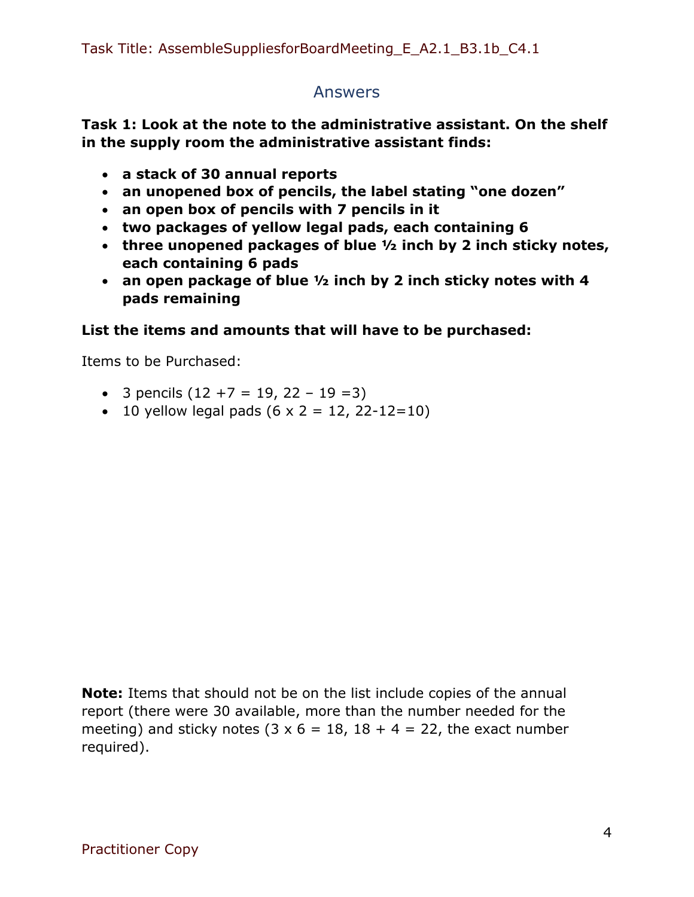## Answers

**Task 1: Look at the note to the administrative assistant. On the shelf in the supply room the administrative assistant finds:**

- **a stack of 30 annual reports**
- **an unopened box of pencils, the label stating "one dozen"**
- **an open box of pencils with 7 pencils in it**
- **two packages of yellow legal pads, each containing 6**
- **three unopened packages of blue ½ inch by 2 inch sticky notes, each containing 6 pads**
- **an open package of blue ½ inch by 2 inch sticky notes with 4 pads remaining**

**List the items and amounts that will have to be purchased:**

Items to be Purchased:

- 3 pencils (12 +7 = 19, 22 – 19 =3)
- 10 yellow legal pads (6 x 2 = 12, 22-12=10)

**Note:** Items that should not be on the list include copies of the annual report (there were 30 available, more than the number needed for the meeting) and sticky notes (3 x 6 = 18, 18 + 4 = 22, the exact number required).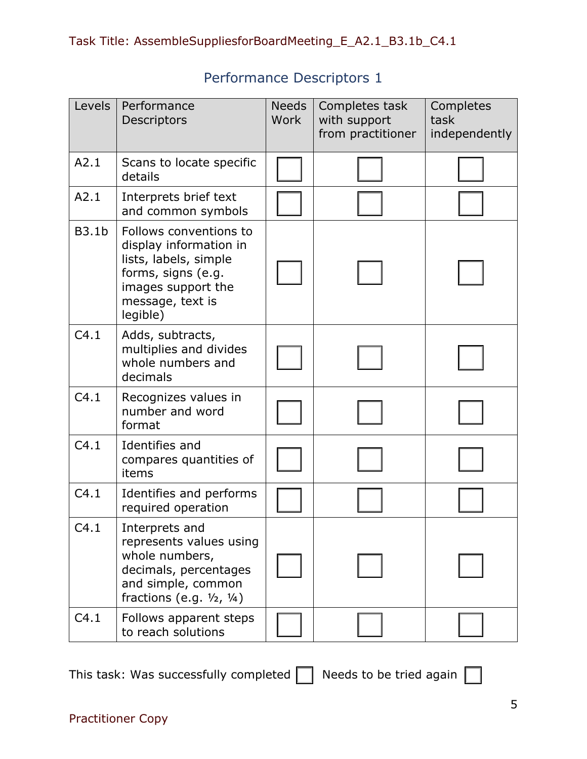Task Title: AssembleSuppliesforBoardMeeting_E_A2.1_B3.1b_C4.1

## Performance Descriptors 1

| Levels | Performance Descriptors | Needs Work | Completes task with support from practitioner | Completes task independently |
|---|---|---|---|---|
| A2.1 | Scans to locate specific details | ☐ | ☐ | ☐ |
| A2.1 | Interprets brief text and common symbols | ☐ | ☐ | ☐ |
| B3.1b | Follows conventions to display information in lists, labels, simple forms, signs (e.g. images support the message, text is legible) | ☐ | ☐ | ☐ |
| C4.1 | Adds, subtracts, multiplies and divides whole numbers and decimals | ☐ | ☐ | ☐ |
| C4.1 | Recognizes values in number and word format | ☐ | ☐ | ☐ |
| C4.1 | Identifies and compares quantities of items | ☐ | ☐ | ☐ |
| C4.1 | Identifies and performs required operation | ☐ | ☐ | ☐ |
| C4.1 | Interprets and represents values using whole numbers, decimals, percentages and simple, common fractions (e.g. ½, ¼) | ☐ | ☐ | ☐ |
| C4.1 | Follows apparent steps to reach solutions | ☐ | ☐ | ☐ |

This task: Was successfully completed ☐ Needs to be tried again ☐

Practitioner Copy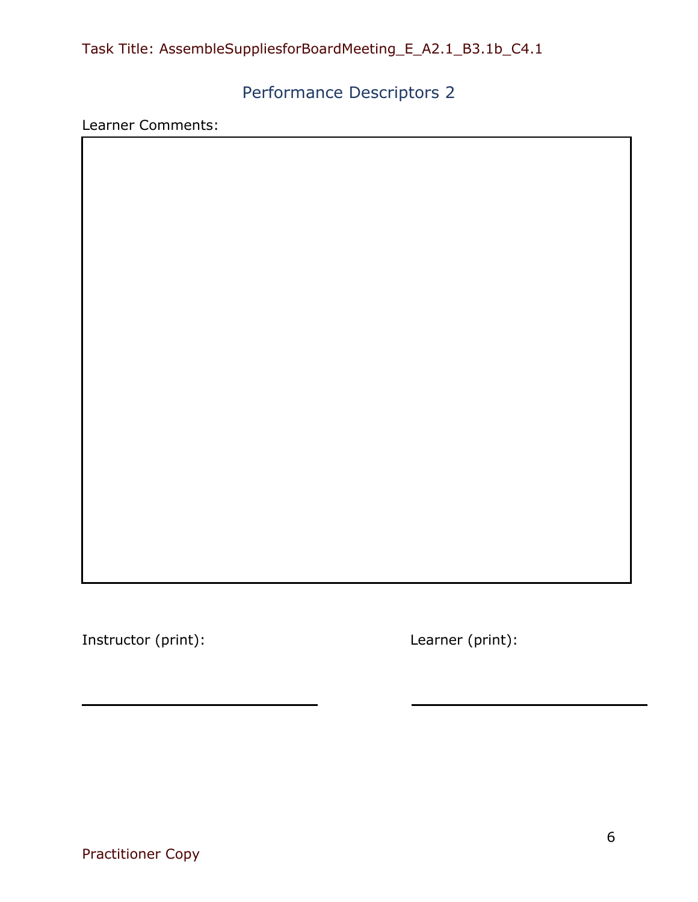Task Title: AssembleSuppliesforBoardMeeting_E_A2.1_B3.1b_C4.1

## Performance Descriptors 2

Learner Comments:

Instructor (print): ______________________

Learner (print): ______________________

Practitioner Copy